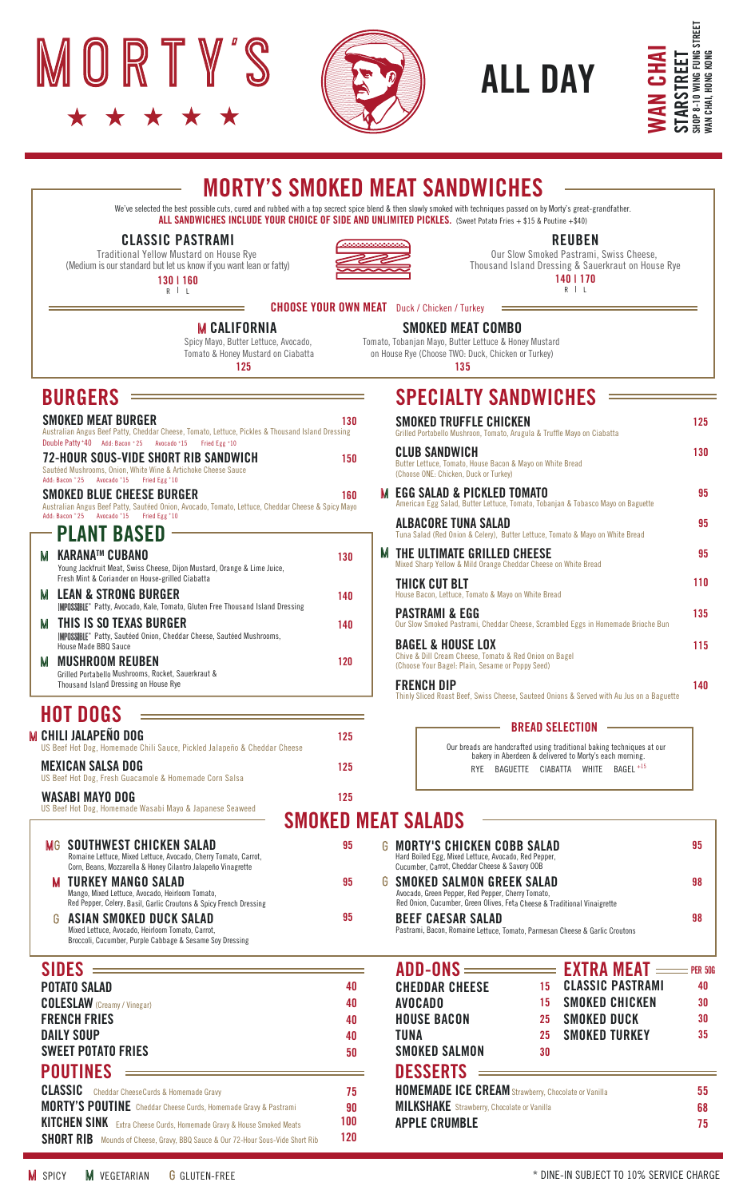# MORTY'S

★ ★ ★ ★ ★

# ALL DAY

**WAN CHAI**
**STARSTREET**
SHOP 8-10 WING FUNG STREET
WAN CHAI, HONG KONG

## MORTY'S SMOKED MEAT SANDWICHES

We've selected the best possible cuts, cured and rubbed with a top secret spice blend & then slowly smoked with techniques passed on by Morty's great-grandfather.
**ALL SANDWICHES INCLUDE YOUR CHOICE OF SIDE AND UNLIMITED PICKLES.** (Sweet Potato Fries + $15 & Poutine +$40)

### CLASSIC PASTRAMI
Traditional Yellow Mustard on House Rye
(Medium is our standard but let us know if you want lean or fatty)
**130 | 160**
R | L

### REUBEN
Our Slow Smoked Pastrami, Swiss Cheese, Thousand Island Dressing & Sauerkraut on House Rye
**140 | 170**
R | L

**CHOOSE YOUR OWN MEAT** Duck / Chicken / Turkey

### M CALIFORNIA
Spicy Mayo, Butter Lettuce, Avocado, Tomato & Honey Mustard on Ciabatta
**125**

### SMOKED MEAT COMBO
Tomato, Tobanjan Mayo, Butter Lettuce & Honey Mustard on House Rye (Choose TWO: Duck, Chicken or Turkey)
**135**

## BURGERS

| Item | Price |
|---|---|
| **SMOKED MEAT BURGER** Australian Angus Beef Patty, Cheddar Cheese, Tomato, Lettuce, Pickles & Thousand Island Dressing. Double Patty +40 Add: Bacon +25 Avocado +15 Fried Egg +10 | 130 |
| **72-HOUR SOUS-VIDE SHORT RIB SANDWICH** Sautéed Mushrooms, Onion, White Wine & Artichoke Cheese Sauce. Add: Bacon +25 Avocado +15 Fried Egg +10 | 150 |
| **SMOKED BLUE CHEESE BURGER** Australian Angus Beef Patty, Sautéed Onion, Avocado, Tomato, Lettuce, Cheddar Cheese & Spicy Mayo. Add: Bacon +25 Avocado +15 Fried Egg +10 | 160 |

## PLANT BASED

| Item | Price |
|---|---|
| M **KARANA™ CUBANO** Young Jackfruit Meat, Swiss Cheese, Dijon Mustard, Orange & Lime Juice, Fresh Mint & Coriander on House-grilled Ciabatta | 130 |
| M **LEAN & STRONG BURGER** IMPOSSIBLE™ Patty, Avocado, Kale, Tomato, Gluten Free Thousand Island Dressing | 140 |
| M **THIS IS SO TEXAS BURGER** IMPOSSIBLE™ Patty, Sautéed Onion, Cheddar Cheese, Sautéed Mushrooms, House Made BBQ Sauce | 140 |
| M **MUSHROOM REUBEN** Grilled Portabello Mushrooms, Rocket, Sauerkraut & Thousand Island Dressing on House Rye | 120 |

## HOT DOGS

| Item | Price |
|---|---|
| M **CHILI JALAPEÑO DOG** US Beef Hot Dog, Homemade Chili Sauce, Pickled Jalapeño & Cheddar Cheese | 125 |
| **MEXICAN SALSA DOG** US Beef Hot Dog, Fresh Guacamole & Homemade Corn Salsa | 125 |
| **WASABI MAYO DOG** US Beef Hot Dog, Homemade Wasabi Mayo & Japanese Seaweed | 125 |

## SPECIALTY SANDWICHES

| Item | Price |
|---|---|
| **SMOKED TRUFFLE CHICKEN** Grilled Portobello Mushroom, Tomato, Arugula & Truffle Mayo on Ciabatta | 125 |
| **CLUB SANDWICH** Butter Lettuce, Tomato, House Bacon & Mayo on White Bread (Choose ONE: Chicken, Duck or Turkey) | 130 |
| M **EGG SALAD & PICKLED TOMATO** American Egg Salad, Butter Lettuce, Tomato, Tobanjan & Tobasco Mayo on Baguette | 95 |
| **ALBACORE TUNA SALAD** Tuna Salad (Red Onion & Celery), Butter Lettuce, Tomato & Mayo on White Bread | 95 |
| M **THE ULTIMATE GRILLED CHEESE** Mixed Sharp Yellow & Mild Orange Cheddar Cheese on White Bread | 95 |
| **THICK CUT BLT** House Bacon, Lettuce, Tomato & Mayo on White Bread | 110 |
| **PASTRAMI & EGG** Our Slow Smoked Pastrami, Cheddar Cheese, Scrambled Eggs in Homemade Brioche Bun | 135 |
| **BAGEL & HOUSE LOX** Chive & Dill Cream Cheese, Tomato & Red Onion on Bagel (Choose Your Bagel: Plain, Sesame or Poppy Seed) | 115 |
| **FRENCH DIP** Thinly Sliced Roast Beef, Swiss Cheese, Sauteed Onions & Served with Au Jus on a Baguette | 140 |

### BREAD SELECTION

Our breads are handcrafted using traditional baking techniques at our bakery in Aberdeen & delivered to Morty's each morning.

RYE BAGUETTE CIABATTA WHITE BAGEL +15

## SMOKED MEAT SALADS

| Item | Price |
|---|---|
| MG **SOUTHWEST CHICKEN SALAD** Romaine Lettuce, Mixed Lettuce, Avocado, Cherry Tomato, Carrot, Corn, Beans, Mozzarella & Honey Cilantro Jalapeño Vinagrette | 95 |
| M **TURKEY MANGO SALAD** Mango, Mixed Lettuce, Avocado, Heirloom Tomato, Red Pepper, Celery, Basil, Garlic Croutons & Spicy French Dressing | 95 |
| G **ASIAN SMOKED DUCK SALAD** Mixed Lettuce, Avocado, Heirloom Tomato, Carrot, Broccoli, Cucumber, Purple Cabbage & Sesame Soy Dressing | 95 |
| G **MORTY'S CHICKEN COBB SALAD** Hard Boiled Egg, Mixed Lettuce, Avocado, Red Pepper, Cucumber, Carrot, Cheddar Cheese & Savory OOB | 95 |
| G **SMOKED SALMON GREEK SALAD** Avocado, Green Pepper, Red Pepper, Cherry Tomato, Red Onion, Cucumber, Green Olives, Feta Cheese & Traditional Vinaigrette | 98 |
| **BEEF CAESAR SALAD** Pastrami, Bacon, Romaine Lettuce, Tomato, Parmesan Cheese & Garlic Croutons | 98 |

## SIDES

| Item | Price |
|---|---|
| **POTATO SALAD** | 40 |
| **COLESLAW** (Creamy / Vinegar) | 40 |
| **FRENCH FRIES** | 40 |
| **DAILY SOUP** | 40 |
| **SWEET POTATO FRIES** | 50 |

## POUTINES

| Item | Price |
|---|---|
| **CLASSIC** Cheddar CheeseCurds & Homemade Gravy | 75 |
| **MORTY'S POUTINE** Cheddar Cheese Curds, Homemade Gravy & Pastrami | 90 |
| **KITCHEN SINK** Extra Cheese Curds, Homemade Gravy & House Smoked Meats | 100 |
| **SHORT RIB** Mounds of Cheese, Gravy, BBQ Sauce & Our 72-Hour Sous-Vide Short Rib | 120 |

## ADD-ONS

| Item | Price |
|---|---|
| **CHEDDAR CHEESE** | 15 |
| **AVOCADO** | 15 |
| **HOUSE BACON** | 25 |
| **TUNA** | 25 |
| **SMOKED SALMON** | 30 |

## EXTRA MEAT (PER 50G)

| Item | Price |
|---|---|
| **CLASSIC PASTRAMI** | 40 |
| **SMOKED CHICKEN** | 30 |
| **SMOKED DUCK** | 30 |
| **SMOKED TURKEY** | 35 |

## DESSERTS

| Item | Price |
|---|---|
| **HOMEMADE ICE CREAM** Strawberry, Chocolate or Vanilla | 55 |
| **MILKSHAKE** Strawberry, Chocolate or Vanilla | 68 |
| **APPLE CRUMBLE** | 75 |

M SPICY M VEGETARIAN G GLUTEN-FREE

\* DINE-IN SUBJECT TO 10% SERVICE CHARGE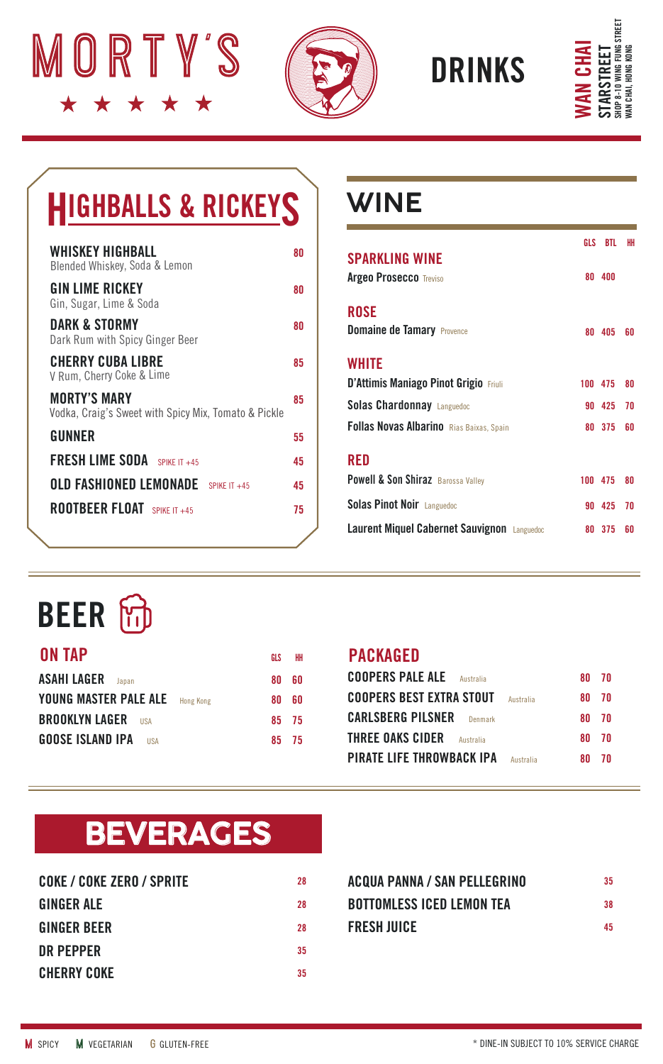# MORTY'S

★ ★ ★ ★ ★

# DRINKS

WAN CHAI
STARSTREET
SHOP 8-10 WING FUNG STREET
WAN CHAI, HONG KONG

## HIGHBALLS & RICKEYS

| | |
|---|---|
| **WHISKEY HIGHBALL**<br>Blended Whiskey, Soda & Lemon | 80 |
| **GIN LIME RICKEY**<br>Gin, Sugar, Lime & Soda | 80 |
| **DARK & STORMY**<br>Dark Rum with Spicy Ginger Beer | 80 |
| **CHERRY CUBA LIBRE**<br>V Rum, Cherry Coke & Lime | 85 |
| **MORTY'S MARY**<br>Vodka, Craig's Sweet with Spicy Mix, Tomato & Pickle | 85 |
| **GUNNER** | 55 |
| **FRESH LIME SODA** SPIKE IT +45 | 45 |
| **OLD FASHIONED LEMONADE** SPIKE IT +45 | 45 |
| **ROOTBEER FLOAT** SPIKE IT +45 | 75 |

## WINE

| | GLS | BTL | HH |
|---|---|---|---|
| **SPARKLING WINE** | | | |
| **Argeo Prosecco** Treviso | 80 | 400 | |
| **ROSE** | | | |
| **Domaine de Tamary** Provence | 80 | 405 | 60 |
| **WHITE** | | | |
| **D'Attimis Maniago Pinot Grigio** Friuli | 100 | 475 | 80 |
| **Solas Chardonnay** Languedoc | 90 | 425 | 70 |
| **Follas Novas Albarino** Rias Baixas, Spain | 80 | 375 | 60 |
| **RED** | | | |
| **Powell & Son Shiraz** Barossa Valley | 100 | 475 | 80 |
| **Solas Pinot Noir** Languedoc | 90 | 425 | 70 |
| **Laurent Miquel Cabernet Sauvignon** Languedoc | 80 | 375 | 60 |

## BEER

### ON TAP

| | GLS | HH |
|---|---|---|
| **ASAHI LAGER** Japan | 80 | 60 |
| **YOUNG MASTER PALE ALE** Hong Kong | 80 | 60 |
| **BROOKLYN LAGER** USA | 85 | 75 |
| **GOOSE ISLAND IPA** USA | 85 | 75 |

### PACKAGED

| | | |
|---|---|---|
| **COOPERS PALE ALE** Australia | 80 | 70 |
| **COOPERS BEST EXTRA STOUT** Australia | 80 | 70 |
| **CARLSBERG PILSNER** Denmark | 80 | 70 |
| **THREE OAKS CIDER** Australia | 80 | 70 |
| **PIRATE LIFE THROWBACK IPA** Australia | 80 | 70 |

## BEVERAGES

| | |
|---|---|
| **COKE / COKE ZERO / SPRITE** | 28 |
| **GINGER ALE** | 28 |
| **GINGER BEER** | 28 |
| **DR PEPPER** | 35 |
| **CHERRY COKE** | 35 |
| **ACQUA PANNA / SAN PELLEGRINO** | 35 |
| **BOTTOMLESS ICED LEMON TEA** | 38 |
| **FRESH JUICE** | 45 |

M SPICY M VEGETARIAN G GLUTEN-FREE

* DINE-IN SUBJECT TO 10% SERVICE CHARGE